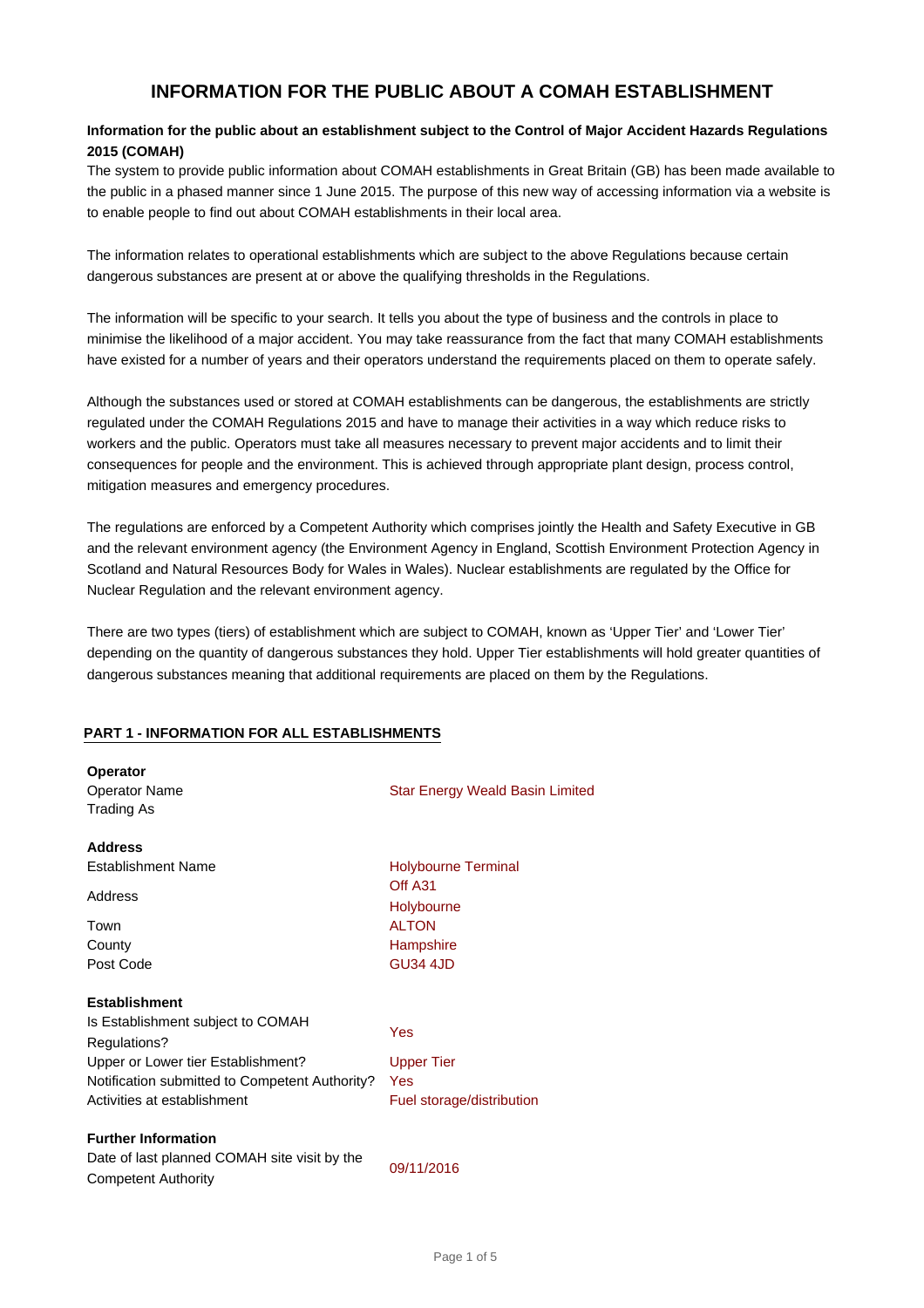# INFORMATION FOR THE PUBLIC ABOUT A COMAH ESTABLISHMENT

**Information for the public about an establishment subject to the Control of Major Accident Hazards Regulations 2015 (COMAH)**

The system to provide public information about COMAH establishments in Great Britain (GB) has been made available to the public in a phased manner since 1 June 2015. The purpose of this new way of accessing information via a website is to enable people to find out about COMAH establishments in their local area.

The information relates to operational establishments which are subject to the above Regulations because certain dangerous substances are present at or above the qualifying thresholds in the Regulations.

The information will be specific to your search. It tells you about the type of business and the controls in place to minimise the likelihood of a major accident. You may take reassurance from the fact that many COMAH establishments have existed for a number of years and their operators understand the requirements placed on them to operate safely.

Although the substances used or stored at COMAH establishments can be dangerous, the establishments are strictly regulated under the COMAH Regulations 2015 and have to manage their activities in a way which reduce risks to workers and the public. Operators must take all measures necessary to prevent major accidents and to limit their consequences for people and the environment. This is achieved through appropriate plant design, process control, mitigation measures and emergency procedures.

The regulations are enforced by a Competent Authority which comprises jointly the Health and Safety Executive in GB and the relevant environment agency (the Environment Agency in England, Scottish Environment Protection Agency in Scotland and Natural Resources Body for Wales in Wales). Nuclear establishments are regulated by the Office for Nuclear Regulation and the relevant environment agency.

There are two types (tiers) of establishment which are subject to COMAH, known as 'Upper Tier' and 'Lower Tier' depending on the quantity of dangerous substances they hold. Upper Tier establishments will hold greater quantities of dangerous substances meaning that additional requirements are placed on them by the Regulations.

## PART 1 - INFORMATION FOR ALL ESTABLISHMENTS

**Operator**

| | |
|---|---|
| Operator Name | Star Energy Weald Basin Limited |
| Trading As | |

**Address**

| | |
|---|---|
| Establishment Name | Holybourne Terminal |
| Address | Off A31<br>Holybourne |
| Town | ALTON |
| County | Hampshire |
| Post Code | GU34 4JD |

**Establishment**

| | |
|---|---|
| Is Establishment subject to COMAH Regulations? | Yes |
| Upper or Lower tier Establishment? | Upper Tier |
| Notification submitted to Competent Authority? | Yes |
| Activities at establishment | Fuel storage/distribution |

**Further Information**

| | |
|---|---|
| Date of last planned COMAH site visit by the Competent Authority | 09/11/2016 |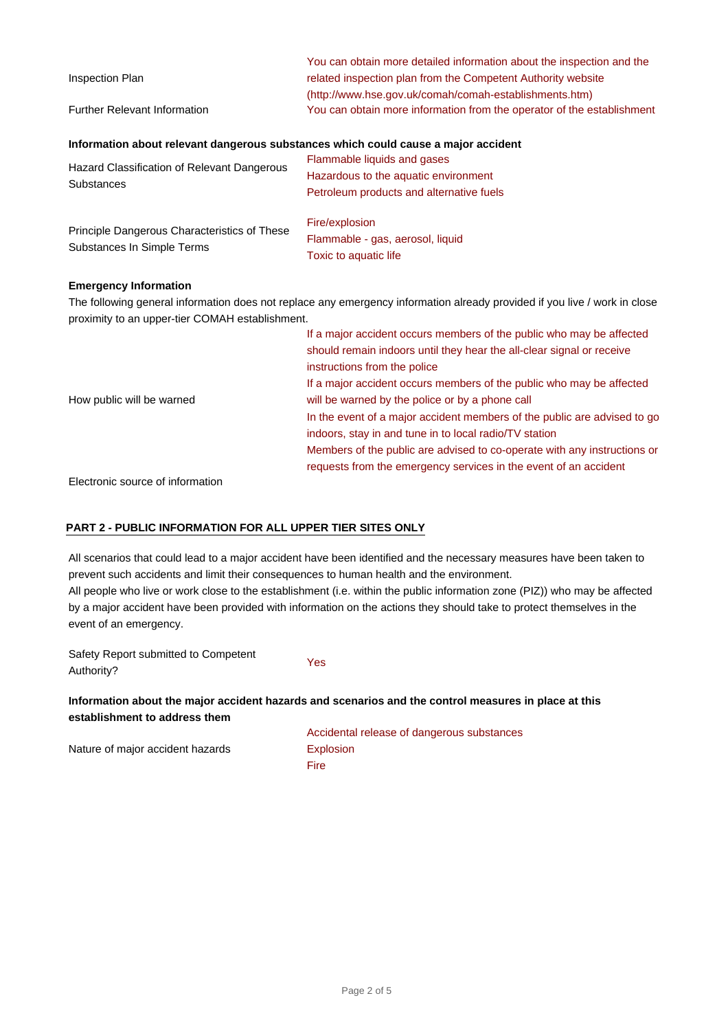| | |
|---|---|
| Inspection Plan | You can obtain more detailed information about the inspection and the related inspection plan from the Competent Authority website (http://www.hse.gov.uk/comah/comah-establishments.htm) |
| Further Relevant Information | You can obtain more information from the operator of the establishment |

**Information about relevant dangerous substances which could cause a major accident**

| | |
|---|---|
| Hazard Classification of Relevant Dangerous Substances | Flammable liquids and gases<br>Hazardous to the aquatic environment<br>Petroleum products and alternative fuels |
| Principle Dangerous Characteristics of These Substances In Simple Terms | Fire/explosion<br>Flammable - gas, aerosol, liquid<br>Toxic to aquatic life |

**Emergency Information**

The following general information does not replace any emergency information already provided if you live / work in close proximity to an upper-tier COMAH establishment.

| | |
|---|---|
| How public will be warned | If a major accident occurs members of the public who may be affected should remain indoors until they hear the all-clear signal or receive instructions from the police<br>If a major accident occurs members of the public who may be affected will be warned by the police or by a phone call<br>In the event of a major accident members of the public are advised to go indoors, stay in and tune in to local radio/TV station<br>Members of the public are advised to co-operate with any instructions or requests from the emergency services in the event of an accident |
| Electronic source of information | |

## PART 2 - PUBLIC INFORMATION FOR ALL UPPER TIER SITES ONLY

All scenarios that could lead to a major accident have been identified and the necessary measures have been taken to prevent such accidents and limit their consequences to human health and the environment.
All people who live or work close to the establishment (i.e. within the public information zone (PIZ)) who may be affected by a major accident have been provided with information on the actions they should take to protect themselves in the event of an emergency.

| | |
|---|---|
| Safety Report submitted to Competent Authority? | Yes |

**Information about the major accident hazards and scenarios and the control measures in place at this establishment to address them**

| | |
|---|---|
| Nature of major accident hazards | Accidental release of dangerous substances<br>Explosion<br>Fire |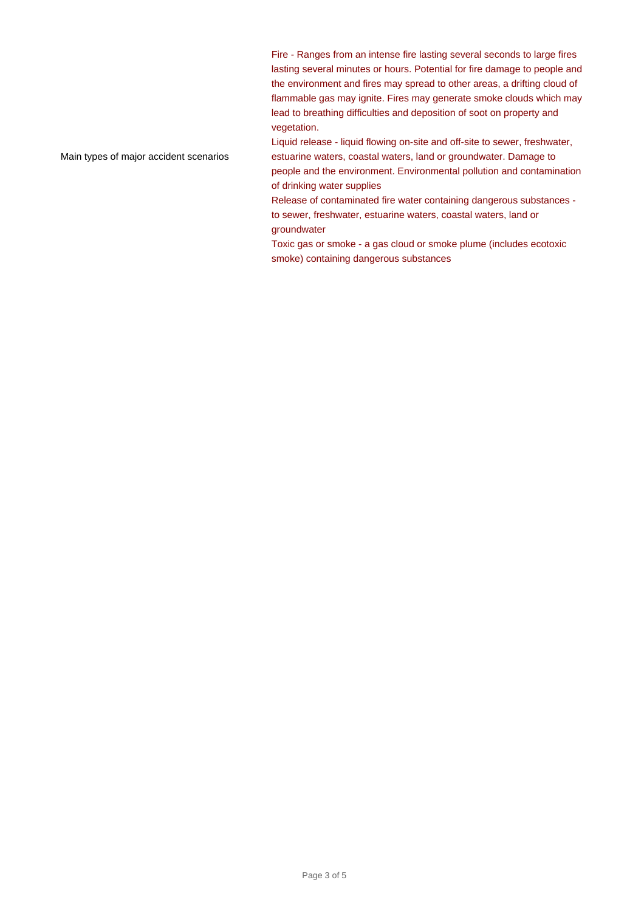| | |
|---|---|
| Main types of major accident scenarios | Fire - Ranges from an intense fire lasting several seconds to large fires lasting several minutes or hours. Potential for fire damage to people and the environment and fires may spread to other areas, a drifting cloud of flammable gas may ignite. Fires may generate smoke clouds which may lead to breathing difficulties and deposition of soot on property and vegetation.<br>Liquid release - liquid flowing on-site and off-site to sewer, freshwater, estuarine waters, coastal waters, land or groundwater. Damage to people and the environment. Environmental pollution and contamination of drinking water supplies<br>Release of contaminated fire water containing dangerous substances - to sewer, freshwater, estuarine waters, coastal waters, land or groundwater<br>Toxic gas or smoke - a gas cloud or smoke plume (includes ecotoxic smoke) containing dangerous substances |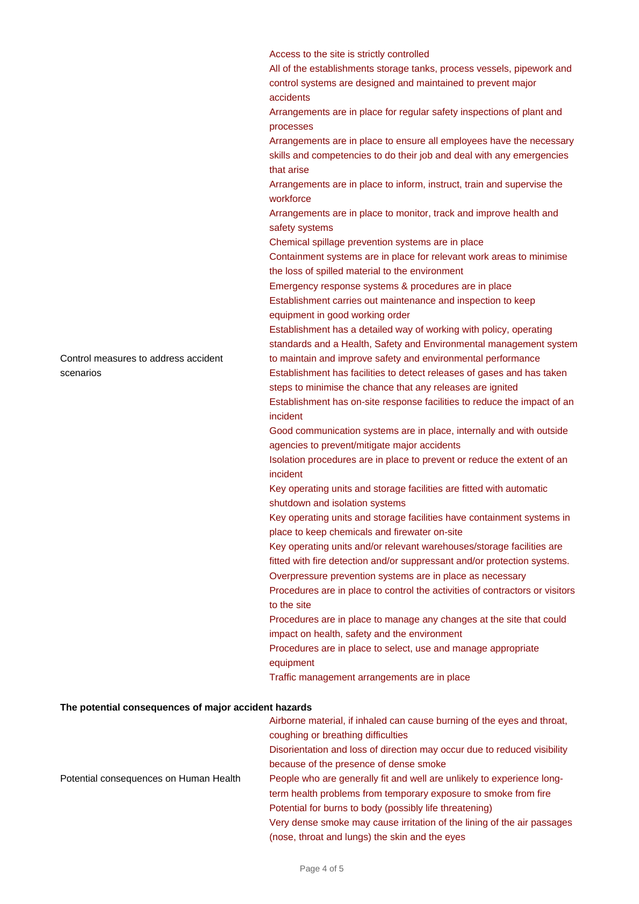| | |
|---|---|
| Control measures to address accident scenarios | Access to the site is strictly controlled<br>All of the establishments storage tanks, process vessels, pipework and control systems are designed and maintained to prevent major accidents<br>Arrangements are in place for regular safety inspections of plant and processes<br>Arrangements are in place to ensure all employees have the necessary skills and competencies to do their job and deal with any emergencies that arise<br>Arrangements are in place to inform, instruct, train and supervise the workforce<br>Arrangements are in place to monitor, track and improve health and safety systems<br>Chemical spillage prevention systems are in place<br>Containment systems are in place for relevant work areas to minimise the loss of spilled material to the environment<br>Emergency response systems & procedures are in place<br>Establishment carries out maintenance and inspection to keep equipment in good working order<br>Establishment has a detailed way of working with policy, operating standards and a Health, Safety and Environmental management system to maintain and improve safety and environmental performance<br>Establishment has facilities to detect releases of gases and has taken steps to minimise the chance that any releases are ignited<br>Establishment has on-site response facilities to reduce the impact of an incident<br>Good communication systems are in place, internally and with outside agencies to prevent/mitigate major accidents<br>Isolation procedures are in place to prevent or reduce the extent of an incident<br>Key operating units and storage facilities are fitted with automatic shutdown and isolation systems<br>Key operating units and storage facilities have containment systems in place to keep chemicals and firewater on-site<br>Key operating units and/or relevant warehouses/storage facilities are fitted with fire detection and/or suppressant and/or protection systems.<br>Overpressure prevention systems are in place as necessary<br>Procedures are in place to control the activities of contractors or visitors to the site<br>Procedures are in place to manage any changes at the site that could impact on health, safety and the environment<br>Procedures are in place to select, use and manage appropriate equipment<br>Traffic management arrangements are in place |

**The potential consequences of major accident hazards**

| | |
|---|---|
| Potential consequences on Human Health | Airborne material, if inhaled can cause burning of the eyes and throat, coughing or breathing difficulties<br>Disorientation and loss of direction may occur due to reduced visibility because of the presence of dense smoke<br>People who are generally fit and well are unlikely to experience long-term health problems from temporary exposure to smoke from fire<br>Potential for burns to body (possibly life threatening)<br>Very dense smoke may cause irritation of the lining of the air passages (nose, throat and lungs) the skin and the eyes |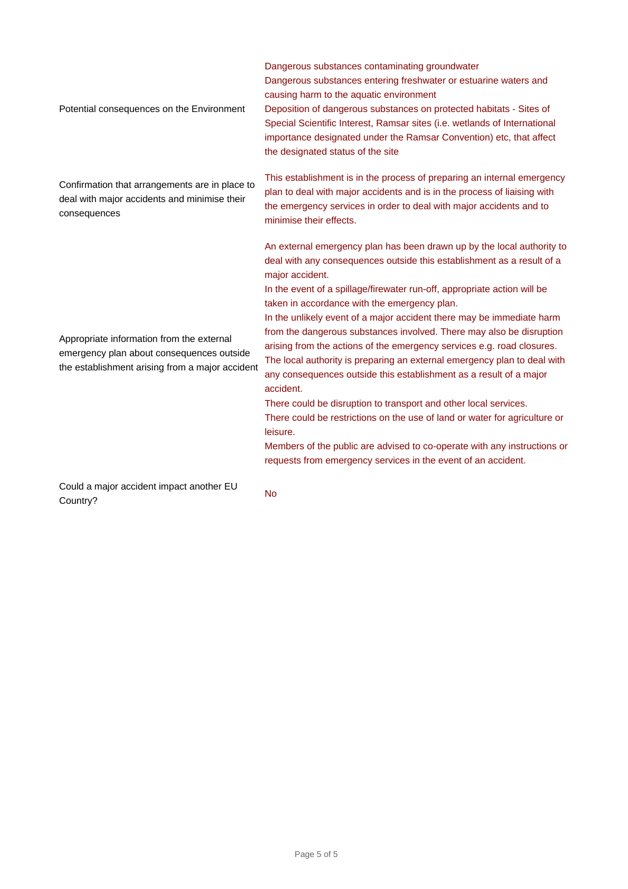| | |
|---|---|
| Potential consequences on the Environment | Dangerous substances contaminating groundwater<br>Dangerous substances entering freshwater or estuarine waters and causing harm to the aquatic environment<br>Deposition of dangerous substances on protected habitats - Sites of Special Scientific Interest, Ramsar sites (i.e. wetlands of International importance designated under the Ramsar Convention) etc, that affect the designated status of the site |
| Confirmation that arrangements are in place to deal with major accidents and minimise their consequences | This establishment is in the process of preparing an internal emergency plan to deal with major accidents and is in the process of liaising with the emergency services in order to deal with major accidents and to minimise their effects. |
| Appropriate information from the external emergency plan about consequences outside the establishment arising from a major accident | An external emergency plan has been drawn up by the local authority to deal with any consequences outside this establishment as a result of a major accident.<br>In the event of a spillage/firewater run-off, appropriate action will be taken in accordance with the emergency plan.<br>In the unlikely event of a major accident there may be immediate harm from the dangerous substances involved. There may also be disruption arising from the actions of the emergency services e.g. road closures.<br>The local authority is preparing an external emergency plan to deal with any consequences outside this establishment as a result of a major accident.<br>There could be disruption to transport and other local services.<br>There could be restrictions on the use of land or water for agriculture or leisure.<br>Members of the public are advised to co-operate with any instructions or requests from emergency services in the event of an accident. |
| Could a major accident impact another EU Country? | No |